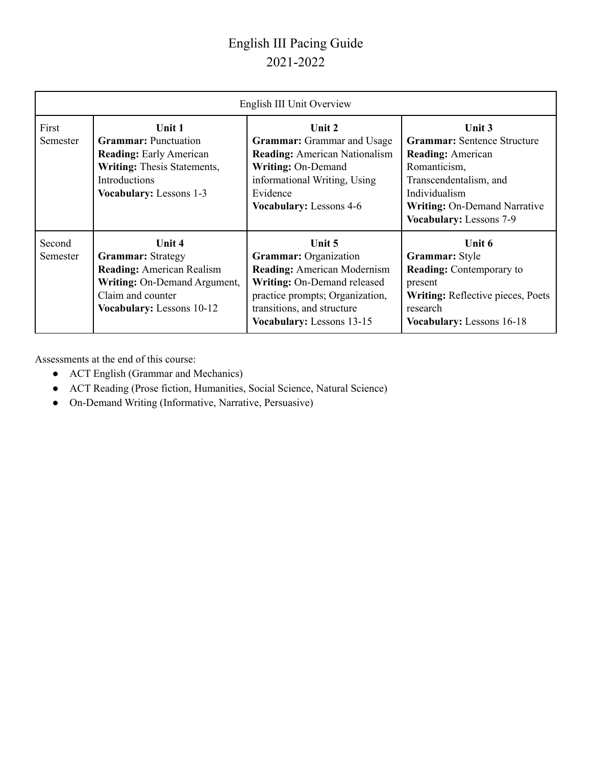# English III Pacing Guide
## 2021-2022

| English III Unit Overview | | | |
|---|---|---|---|
| First Semester | **Unit 1**<br>**Grammar:** Punctuation<br>**Reading:** Early American<br>**Writing:** Thesis Statements, Introductions<br>**Vocabulary:** Lessons 1-3 | **Unit 2**<br>**Grammar:** Grammar and Usage<br>**Reading:** American Nationalism<br>**Writing:** On-Demand informational Writing, Using Evidence<br>**Vocabulary:** Lessons 4-6 | **Unit 3**<br>**Grammar:** Sentence Structure<br>**Reading:** American Romanticism, Transcendentalism, and Individualism<br>**Writing:** On-Demand Narrative<br>**Vocabulary:** Lessons 7-9 |
| Second Semester | **Unit 4**<br>**Grammar:** Strategy<br>**Reading:** American Realism<br>**Writing:** On-Demand Argument, Claim and counter<br>**Vocabulary:** Lessons 10-12 | **Unit 5**<br>**Grammar:** Organization<br>**Reading:** American Modernism<br>**Writing:** On-Demand released practice prompts; Organization, transitions, and structure<br>**Vocabulary:** Lessons 13-15 | **Unit 6**<br>**Grammar:** Style<br>**Reading:** Contemporary to present<br>**Writing:** Reflective pieces, Poets research<br>**Vocabulary:** Lessons 16-18 |

Assessments at the end of this course:

- ACT English (Grammar and Mechanics)
- ACT Reading (Prose fiction, Humanities, Social Science, Natural Science)
- On-Demand Writing (Informative, Narrative, Persuasive)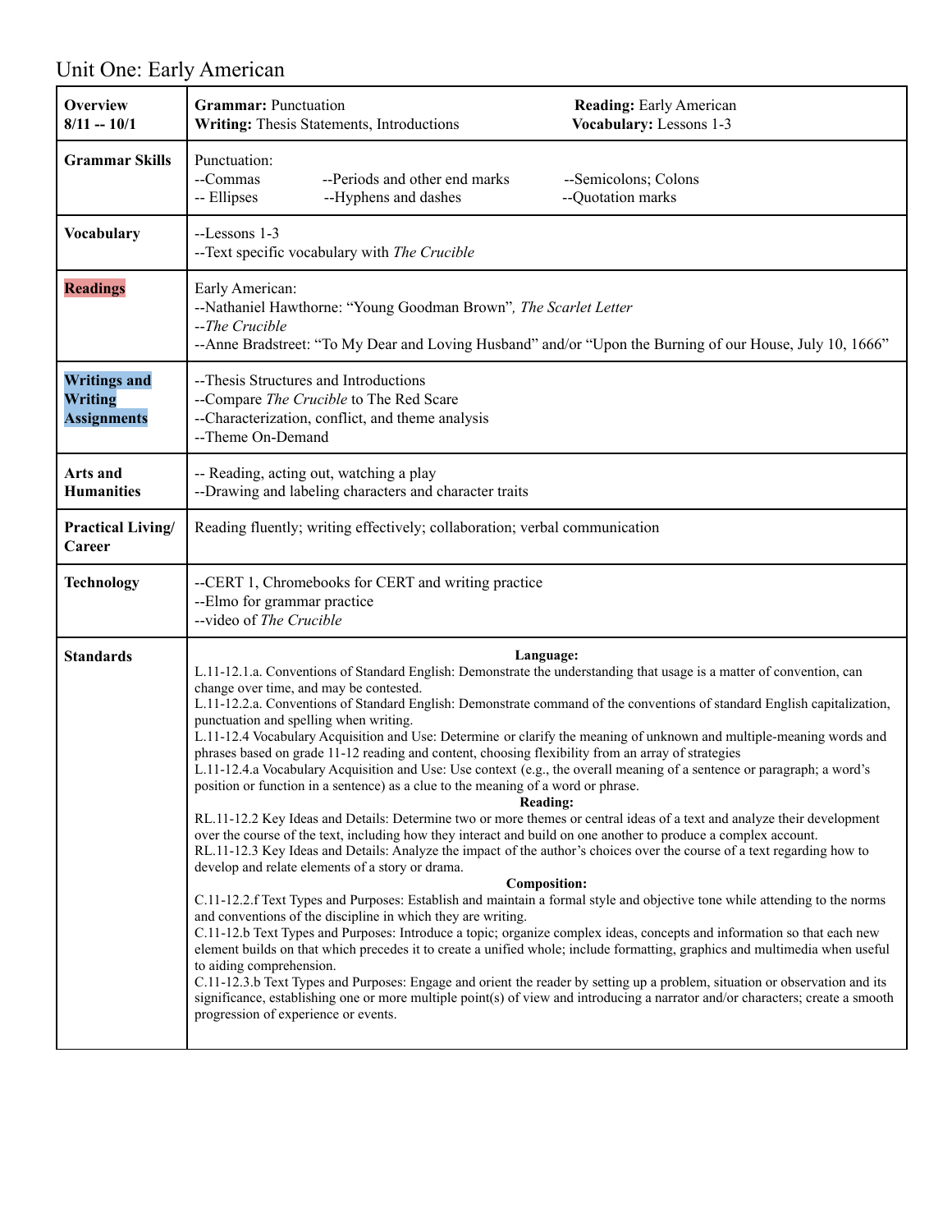# Unit One: Early American

| | |
|---|---|
| **Overview 8/11 -- 10/1** | **Grammar:** Punctuation<br>**Writing:** Thesis Statements, Introductions<br>**Reading:** Early American<br>**Vocabulary:** Lessons 1-3 |
| **Grammar Skills** | Punctuation:<br>--Commas<br>--Periods and other end marks<br>--Semicolons; Colons<br>-- Ellipses<br>--Hyphens and dashes<br>--Quotation marks |
| **Vocabulary** | --Lessons 1-3<br>--Text specific vocabulary with *The Crucible* |
| **Readings** | Early American:<br>--Nathaniel Hawthorne: "Young Goodman Brown", *The Scarlet Letter*<br>--*The Crucible*<br>--Anne Bradstreet: "To My Dear and Loving Husband" and/or "Upon the Burning of our House, July 10, 1666" |
| **Writings and Writing Assignments** | --Thesis Structures and Introductions<br>--Compare *The Crucible* to The Red Scare<br>--Characterization, conflict, and theme analysis<br>--Theme On-Demand |
| **Arts and Humanities** | -- Reading, acting out, watching a play<br>--Drawing and labeling characters and character traits |
| **Practical Living/ Career** | Reading fluently; writing effectively; collaboration; verbal communication |
| **Technology** | --CERT 1, Chromebooks for CERT and writing practice<br>--Elmo for grammar practice<br>--video of *The Crucible* |
| **Standards** | **Language:**<br>L.11-12.1.a. Conventions of Standard English: Demonstrate the understanding that usage is a matter of convention, can change over time, and may be contested.<br>L.11-12.2.a. Conventions of Standard English: Demonstrate command of the conventions of standard English capitalization, punctuation and spelling when writing.<br>L.11-12.4 Vocabulary Acquisition and Use: Determine or clarify the meaning of unknown and multiple-meaning words and phrases based on grade 11-12 reading and content, choosing flexibility from an array of strategies<br>L.11-12.4.a Vocabulary Acquisition and Use: Use context (e.g., the overall meaning of a sentence or paragraph; a word's position or function in a sentence) as a clue to the meaning of a word or phrase.<br>**Reading:**<br>RL.11-12.2 Key Ideas and Details: Determine two or more themes or central ideas of a text and analyze their development over the course of the text, including how they interact and build on one another to produce a complex account.<br>RL.11-12.3 Key Ideas and Details: Analyze the impact of the author's choices over the course of a text regarding how to develop and relate elements of a story or drama.<br>**Composition:**<br>C.11-12.2.f Text Types and Purposes: Establish and maintain a formal style and objective tone while attending to the norms and conventions of the discipline in which they are writing.<br>C.11-12.b Text Types and Purposes: Introduce a topic; organize complex ideas, concepts and information so that each new element builds on that which precedes it to create a unified whole; include formatting, graphics and multimedia when useful to aiding comprehension.<br>C.11-12.3.b Text Types and Purposes: Engage and orient the reader by setting up a problem, situation or observation and its significance, establishing one or more multiple point(s) of view and introducing a narrator and/or characters; create a smooth progression of experience or events. |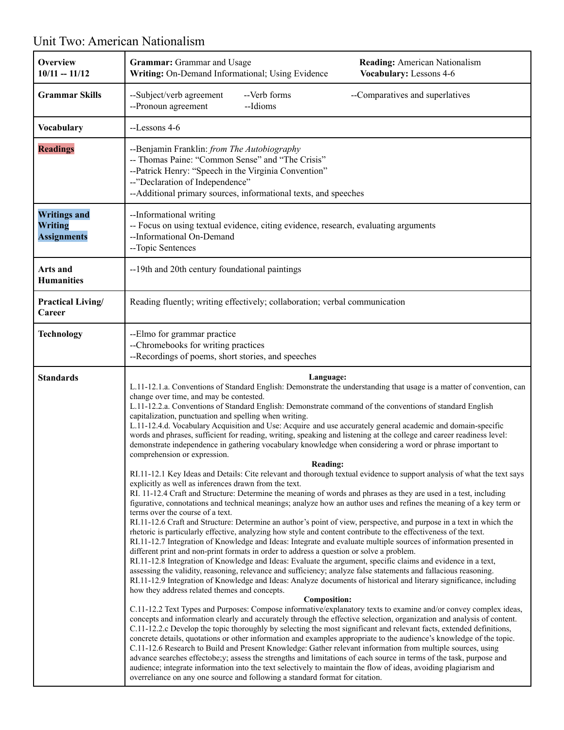# Unit Two: American Nationalism

| **Overview 10/11 -- 11/12** | **Grammar:** Grammar and Usage **Reading:** American Nationalism<br>**Writing:** On-Demand Informational; Using Evidence **Vocabulary:** Lessons 4-6 |
|---|---|
| **Grammar Skills** | --Subject/verb agreement --Verb forms --Comparatives and superlatives<br>--Pronoun agreement --Idioms |
| **Vocabulary** | --Lessons 4-6 |
| **Readings** | --Benjamin Franklin: *from The Autobiography*<br>-- Thomas Paine: "Common Sense" and "The Crisis"<br>--Patrick Henry: "Speech in the Virginia Convention"<br>--"Declaration of Independence"<br>--Additional primary sources, informational texts, and speeches |
| **Writings and Writing Assignments** | --Informational writing<br>-- Focus on using textual evidence, citing evidence, research, evaluating arguments<br>--Informational On-Demand<br>--Topic Sentences |
| **Arts and Humanities** | --19th and 20th century foundational paintings |
| **Practical Living/ Career** | Reading fluently; writing effectively; collaboration; verbal communication |
| **Technology** | --Elmo for grammar practice<br>--Chromebooks for writing practices<br>--Recordings of poems, short stories, and speeches |
| **Standards** | **Language:**<br>L.11-12.1.a. Conventions of Standard English: Demonstrate the understanding that usage is a matter of convention, can change over time, and may be contested.<br>L.11-12.2.a. Conventions of Standard English: Demonstrate command of the conventions of standard English capitalization, punctuation and spelling when writing.<br>L.11-12.4.d. Vocabulary Acquisition and Use: Acquire and use accurately general academic and domain-specific words and phrases, sufficient for reading, writing, speaking and listening at the college and career readiness level: demonstrate independence in gathering vocabulary knowledge when considering a word or phrase important to comprehension or expression.<br>**Reading:**<br>RI.11-12.1 Key Ideas and Details: Cite relevant and thorough textual evidence to support analysis of what the text says explicitly as well as inferences drawn from the text.<br>RI. 11-12.4 Craft and Structure: Determine the meaning of words and phrases as they are used in a test, including figurative, connotations and technical meanings; analyze how an author uses and refines the meaning of a key term or terms over the course of a text.<br>RI.11-12.6 Craft and Structure: Determine an author's point of view, perspective, and purpose in a text in which the rhetoric is particularly effective, analyzing how style and content contribute to the effectiveness of the text.<br>RI.11-12.7 Integration of Knowledge and Ideas: Integrate and evaluate multiple sources of information presented in different print and non-print formats in order to address a question or solve a problem.<br>RI.11-12.8 Integration of Knowledge and Ideas: Evaluate the argument, specific claims and evidence in a text, assessing the validity, reasoning, relevance and sufficiency; analyze false statements and fallacious reasoning.<br>RI.11-12.9 Integration of Knowledge and Ideas: Analyze documents of historical and literary significance, including how they address related themes and concepts.<br>**Composition:**<br>C.11-12.2 Text Types and Purposes: Compose informative/explanatory texts to examine and/or convey complex ideas, concepts and information clearly and accurately through the effective selection, organization and analysis of content.<br>C.11-12.2.c Develop the topic thoroughly by selecting the most significant and relevant facts, extended definitions, concrete details, quotations or other information and examples appropriate to the audience's knowledge of the topic.<br>C.11-12.6 Research to Build and Present Knowledge: Gather relevant information from multiple sources, using advance searches effectobe;y; assess the strengths and limitations of each source in terms of the task, purpose and audience; integrate information into the text selectively to maintain the flow of ideas, avoiding plagiarism and overreliance on any one source and following a standard format for citation. |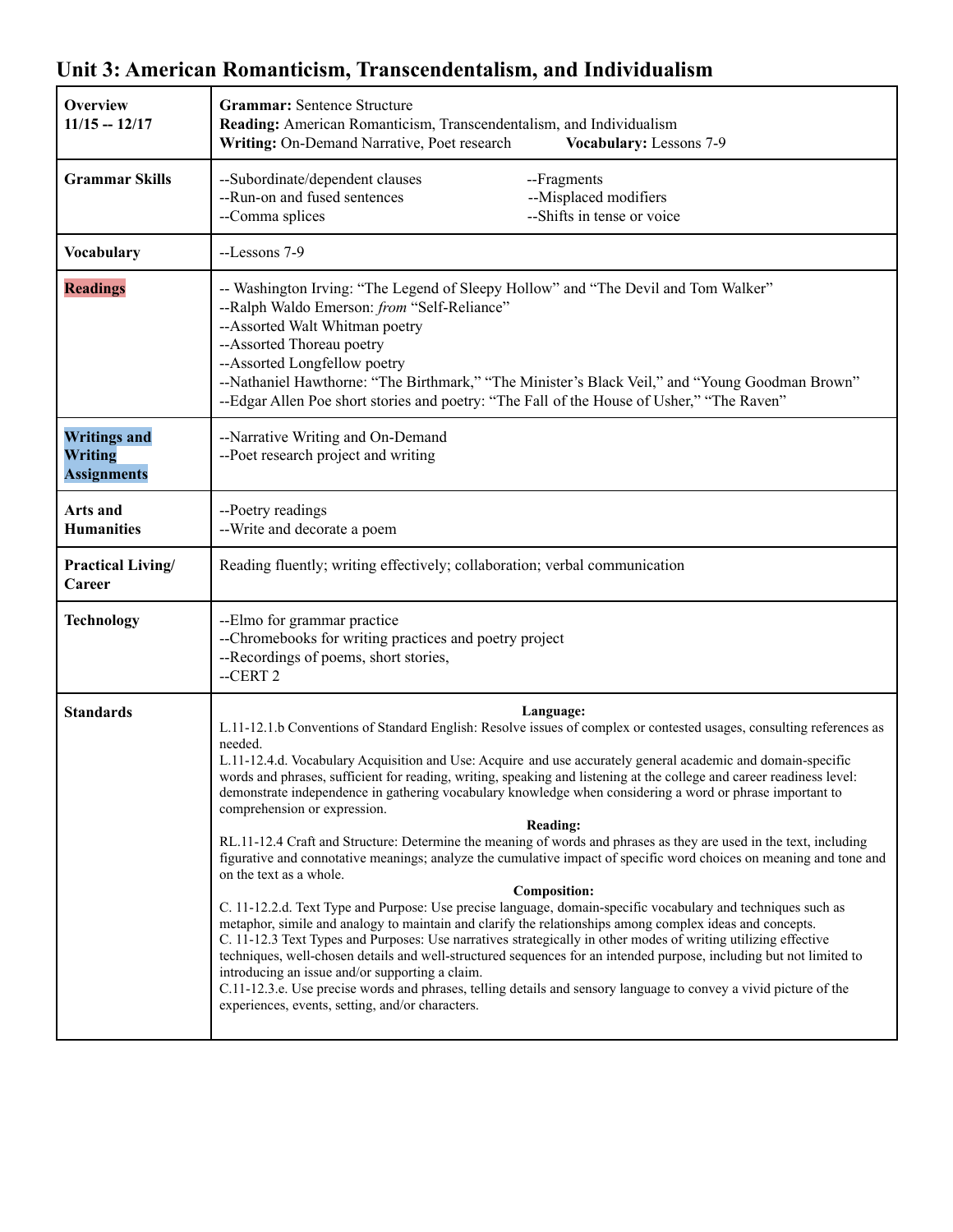# Unit 3: American Romanticism, Transcendentalism, and Individualism

| | |
|---|---|
| **Overview**<br>**11/15 -- 12/17** | **Grammar:** Sentence Structure<br>**Reading:** American Romanticism, Transcendentalism, and Individualism<br>**Writing:** On-Demand Narrative, Poet research **Vocabulary:** Lessons 7-9 |
| **Grammar Skills** | --Subordinate/dependent clauses<br>--Run-on and fused sentences<br>--Comma splices<br>--Fragments<br>--Misplaced modifiers<br>--Shifts in tense or voice |
| **Vocabulary** | --Lessons 7-9 |
| **Readings** | -- Washington Irving: "The Legend of Sleepy Hollow" and "The Devil and Tom Walker"<br>--Ralph Waldo Emerson: *from* "Self-Reliance"<br>--Assorted Walt Whitman poetry<br>--Assorted Thoreau poetry<br>--Assorted Longfellow poetry<br>--Nathaniel Hawthorne: "The Birthmark," "The Minister's Black Veil," and "Young Goodman Brown"<br>--Edgar Allen Poe short stories and poetry: "The Fall of the House of Usher," "The Raven" |
| **Writings and Writing Assignments** | --Narrative Writing and On-Demand<br>--Poet research project and writing |
| **Arts and Humanities** | --Poetry readings<br>--Write and decorate a poem |
| **Practical Living/ Career** | Reading fluently; writing effectively; collaboration; verbal communication |
| **Technology** | --Elmo for grammar practice<br>--Chromebooks for writing practices and poetry project<br>--Recordings of poems, short stories,<br>--CERT 2 |
| **Standards** | **Language:**<br>L.11-12.1.b Conventions of Standard English: Resolve issues of complex or contested usages, consulting references as needed.<br>L.11-12.4.d. Vocabulary Acquisition and Use: Acquire and use accurately general academic and domain-specific words and phrases, sufficient for reading, writing, speaking and listening at the college and career readiness level: demonstrate independence in gathering vocabulary knowledge when considering a word or phrase important to comprehension or expression.<br>**Reading:**<br>RL.11-12.4 Craft and Structure: Determine the meaning of words and phrases as they are used in the text, including figurative and connotative meanings; analyze the cumulative impact of specific word choices on meaning and tone and on the text as a whole.<br>**Composition:**<br>C. 11-12.2.d. Text Type and Purpose: Use precise language, domain-specific vocabulary and techniques such as metaphor, simile and analogy to maintain and clarify the relationships among complex ideas and concepts.<br>C. 11-12.3 Text Types and Purposes: Use narratives strategically in other modes of writing utilizing effective techniques, well-chosen details and well-structured sequences for an intended purpose, including but not limited to introducing an issue and/or supporting a claim.<br>C.11-12.3.e. Use precise words and phrases, telling details and sensory language to convey a vivid picture of the experiences, events, setting, and/or characters. |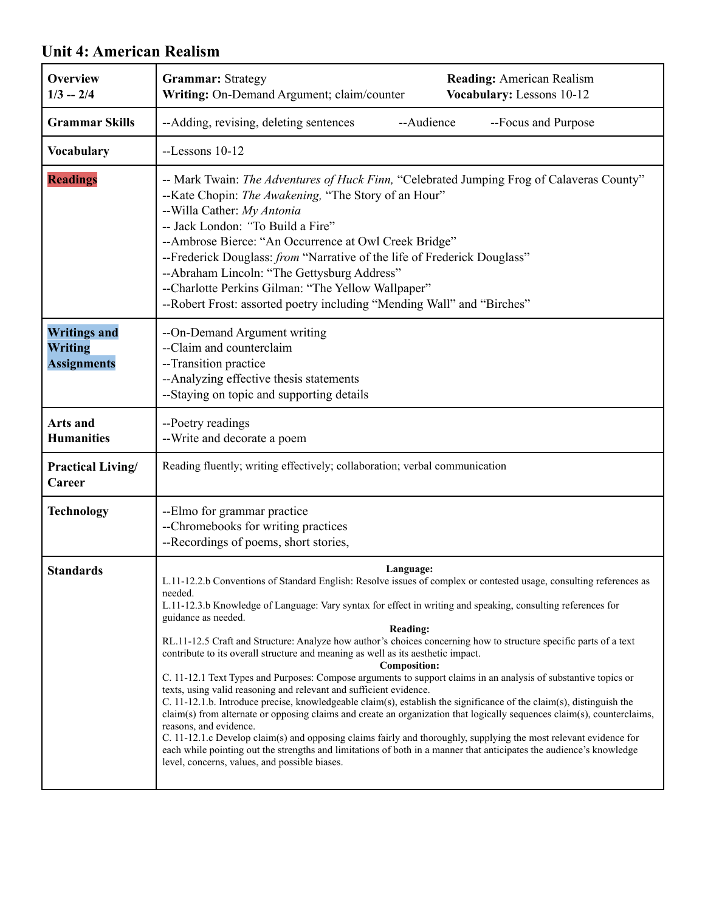# Unit 4: American Realism

| | |
|---|---|
| **Overview** **1/3 -- 2/4** | **Grammar:** Strategy **Reading:** American Realism<br>**Writing:** On-Demand Argument; claim/counter **Vocabulary:** Lessons 10-12 |
| **Grammar Skills** | --Adding, revising, deleting sentences --Audience --Focus and Purpose |
| **Vocabulary** | --Lessons 10-12 |
| **Readings** | -- Mark Twain: *The Adventures of Huck Finn,* "Celebrated Jumping Frog of Calaveras County"<br>--Kate Chopin: *The Awakening,* "The Story of an Hour"<br>--Willa Cather: *My Antonia*<br>-- Jack London: "To Build a Fire"<br>--Ambrose Bierce: "An Occurrence at Owl Creek Bridge"<br>--Frederick Douglass: *from* "Narrative of the life of Frederick Douglass"<br>--Abraham Lincoln: "The Gettysburg Address"<br>--Charlotte Perkins Gilman: "The Yellow Wallpaper"<br>--Robert Frost: assorted poetry including "Mending Wall" and "Birches" |
| **Writings and Writing Assignments** | --On-Demand Argument writing<br>--Claim and counterclaim<br>--Transition practice<br>--Analyzing effective thesis statements<br>--Staying on topic and supporting details |
| **Arts and Humanities** | --Poetry readings<br>--Write and decorate a poem |
| **Practical Living/ Career** | Reading fluently; writing effectively; collaboration; verbal communication |
| **Technology** | --Elmo for grammar practice<br>--Chromebooks for writing practices<br>--Recordings of poems, short stories, |
| **Standards** | **Language:**<br>L.11-12.2.b Conventions of Standard English: Resolve issues of complex or contested usage, consulting references as needed.<br>L.11-12.3.b Knowledge of Language: Vary syntax for effect in writing and speaking, consulting references for guidance as needed.<br>**Reading:**<br>RL.11-12.5 Craft and Structure: Analyze how author's choices concerning how to structure specific parts of a text contribute to its overall structure and meaning as well as its aesthetic impact.<br>**Composition:**<br>C. 11-12.1 Text Types and Purposes: Compose arguments to support claims in an analysis of substantive topics or texts, using valid reasoning and relevant and sufficient evidence.<br>C. 11-12.1.b. Introduce precise, knowledgeable claim(s), establish the significance of the claim(s), distinguish the claim(s) from alternate or opposing claims and create an organization that logically sequences claim(s), counterclaims, reasons, and evidence.<br>C. 11-12.1.c Develop claim(s) and opposing claims fairly and thoroughly, supplying the most relevant evidence for each while pointing out the strengths and limitations of both in a manner that anticipates the audience's knowledge level, concerns, values, and possible biases. |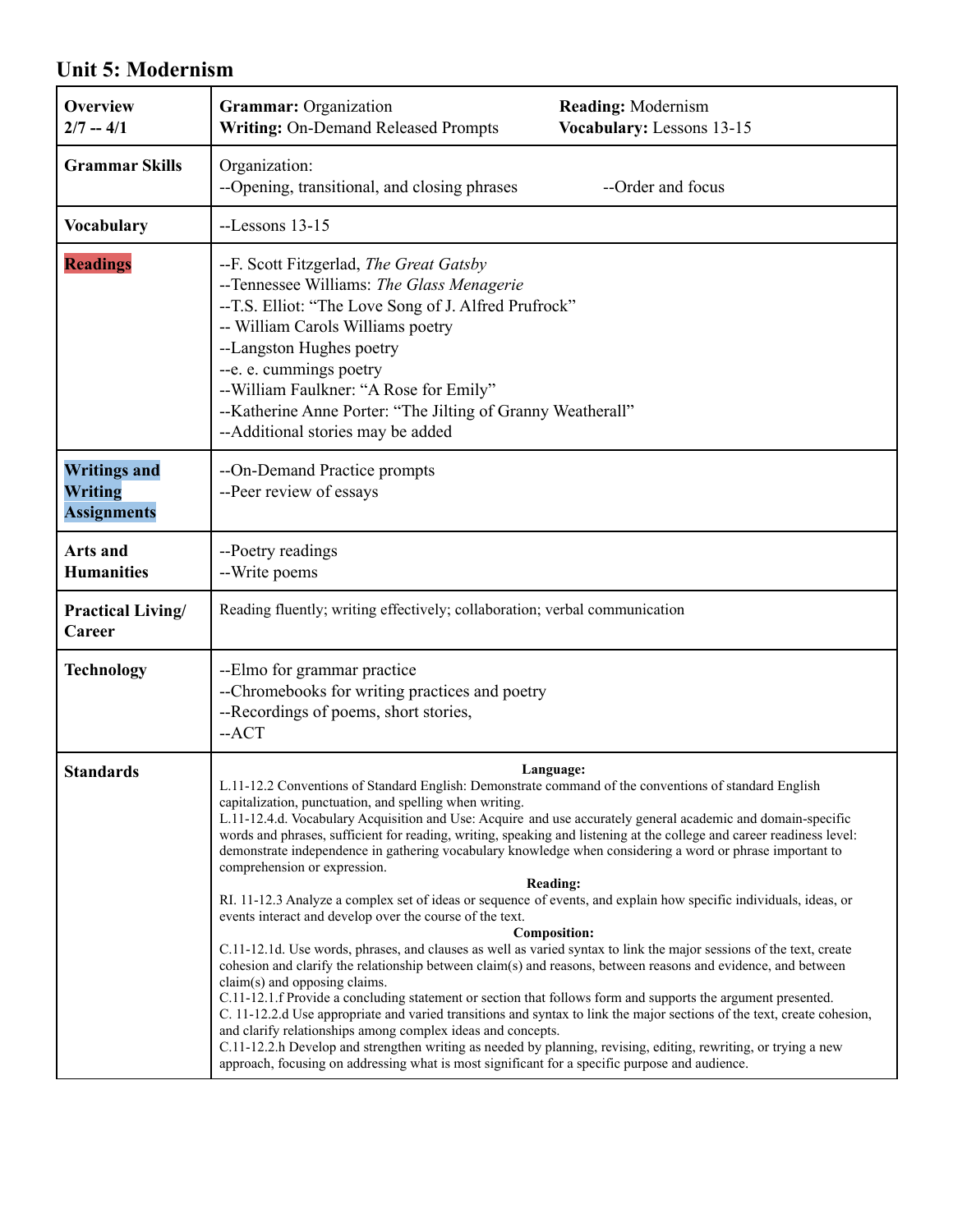## Unit 5: Modernism

| | |
|---|---|
| **Overview**<br>**2/7 -- 4/1** | **Grammar:** Organization **Reading:** Modernism<br>**Writing:** On-Demand Released Prompts **Vocabulary:** Lessons 13-15 |
| **Grammar Skills** | Organization:<br>--Opening, transitional, and closing phrases --Order and focus |
| **Vocabulary** | --Lessons 13-15 |
| **Readings** | --F. Scott Fitzgerlad, *The Great Gatsby*<br>--Tennessee Williams: *The Glass Menagerie*<br>--T.S. Elliot: "The Love Song of J. Alfred Prufrock"<br>-- William Carols Williams poetry<br>--Langston Hughes poetry<br>--e. e. cummings poetry<br>--William Faulkner: "A Rose for Emily"<br>--Katherine Anne Porter: "The Jilting of Granny Weatherall"<br>--Additional stories may be added |
| **Writings and Writing Assignments** | --On-Demand Practice prompts<br>--Peer review of essays |
| **Arts and Humanities** | --Poetry readings<br>--Write poems |
| **Practical Living/ Career** | Reading fluently; writing effectively; collaboration; verbal communication |
| **Technology** | --Elmo for grammar practice<br>--Chromebooks for writing practices and poetry<br>--Recordings of poems, short stories,<br>--ACT |
| **Standards** | **Language:**<br>L.11-12.2 Conventions of Standard English: Demonstrate command of the conventions of standard English capitalization, punctuation, and spelling when writing.<br>L.11-12.4.d. Vocabulary Acquisition and Use: Acquire and use accurately general academic and domain-specific words and phrases, sufficient for reading, writing, speaking and listening at the college and career readiness level: demonstrate independence in gathering vocabulary knowledge when considering a word or phrase important to comprehension or expression.<br>**Reading:**<br>RI. 11-12.3 Analyze a complex set of ideas or sequence of events, and explain how specific individuals, ideas, or events interact and develop over the course of the text.<br>**Composition:**<br>C.11-12.1d. Use words, phrases, and clauses as well as varied syntax to link the major sessions of the text, create cohesion and clarify the relationship between claim(s) and reasons, between reasons and evidence, and between claim(s) and opposing claims.<br>C.11-12.1.f Provide a concluding statement or section that follows form and supports the argument presented.<br>C. 11-12.2.d Use appropriate and varied transitions and syntax to link the major sections of the text, create cohesion, and clarify relationships among complex ideas and concepts.<br>C.11-12.2.h Develop and strengthen writing as needed by planning, revising, editing, rewriting, or trying a new approach, focusing on addressing what is most significant for a specific purpose and audience. |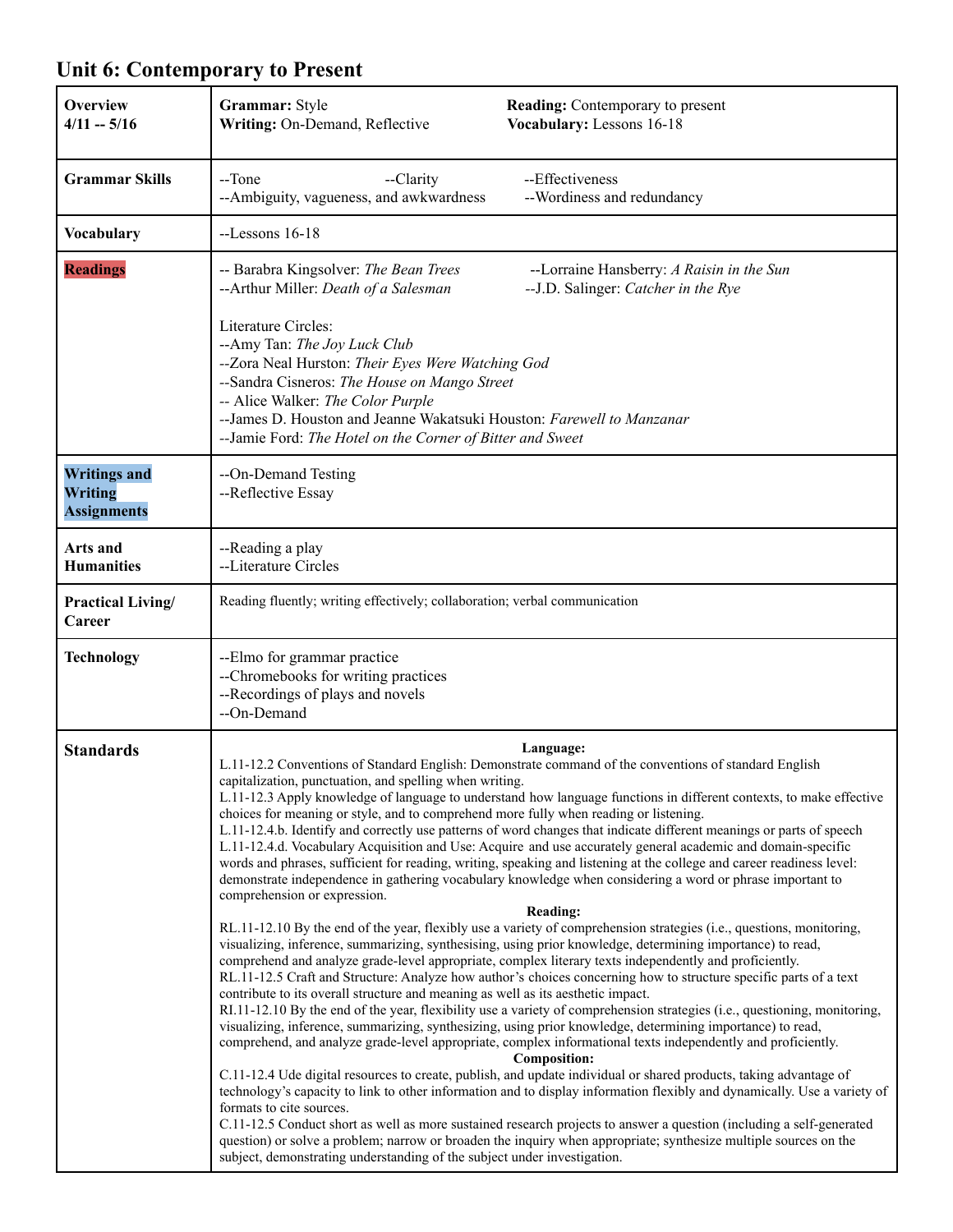# Unit 6: Contemporary to Present

| | |
|---|---|
| **Overview** **4/11 -- 5/16** | **Grammar:** Style **Reading:** Contemporary to present<br>**Writing:** On-Demand, Reflective **Vocabulary:** Lessons 16-18 |
| **Grammar Skills** | --Tone --Clarity --Effectiveness<br>--Ambiguity, vagueness, and awkwardness --Wordiness and redundancy |
| **Vocabulary** | --Lessons 16-18 |
| **Readings** | -- Barabra Kingsolver: *The Bean Trees* --Lorraine Hansberry: *A Raisin in the Sun*<br>--Arthur Miller: *Death of a Salesman* --J.D. Salinger: *Catcher in the Rye*<br><br>Literature Circles:<br>--Amy Tan: *The Joy Luck Club*<br>--Zora Neal Hurston: *Their Eyes Were Watching God*<br>--Sandra Cisneros: *The House on Mango Street*<br>-- Alice Walker: *The Color Purple*<br>--James D. Houston and Jeanne Wakatsuki Houston: *Farewell to Manzanar*<br>--Jamie Ford: *The Hotel on the Corner of Bitter and Sweet* |
| **Writings and Writing Assignments** | --On-Demand Testing<br>--Reflective Essay |
| **Arts and Humanities** | --Reading a play<br>--Literature Circles |
| **Practical Living/ Career** | Reading fluently; writing effectively; collaboration; verbal communication |
| **Technology** | --Elmo for grammar practice<br>--Chromebooks for writing practices<br>--Recordings of plays and novels<br>--On-Demand |
| **Standards** | **Language:**<br>L.11-12.2 Conventions of Standard English: Demonstrate command of the conventions of standard English capitalization, punctuation, and spelling when writing.<br>L.11-12.3 Apply knowledge of language to understand how language functions in different contexts, to make effective choices for meaning or style, and to comprehend more fully when reading or listening.<br>L.11-12.4.b. Identify and correctly use patterns of word changes that indicate different meanings or parts of speech<br>L.11-12.4.d. Vocabulary Acquisition and Use: Acquire and use accurately general academic and domain-specific words and phrases, sufficient for reading, writing, speaking and listening at the college and career readiness level: demonstrate independence in gathering vocabulary knowledge when considering a word or phrase important to comprehension or expression.<br>**Reading:**<br>RL.11-12.10 By the end of the year, flexibly use a variety of comprehension strategies (i.e., questions, monitoring, visualizing, inference, summarizing, synthesising, using prior knowledge, determining importance) to read, comprehend and analyze grade-level appropriate, complex literary texts independently and proficiently.<br>RL.11-12.5 Craft and Structure: Analyze how author's choices concerning how to structure specific parts of a text contribute to its overall structure and meaning as well as its aesthetic impact.<br>RI.11-12.10 By the end of the year, flexibility use a variety of comprehension strategies (i.e., questioning, monitoring, visualizing, inference, summarizing, synthesizing, using prior knowledge, determining importance) to read, comprehend, and analyze grade-level appropriate, complex informational texts independently and proficiently.<br>**Composition:**<br>C.11-12.4 Ude digital resources to create, publish, and update individual or shared products, taking advantage of technology's capacity to link to other information and to display information flexibly and dynamically. Use a variety of formats to cite sources.<br>C.11-12.5 Conduct short as well as more sustained research projects to answer a question (including a self-generated question) or solve a problem; narrow or broaden the inquiry when appropriate; synthesize multiple sources on the subject, demonstrating understanding of the subject under investigation. |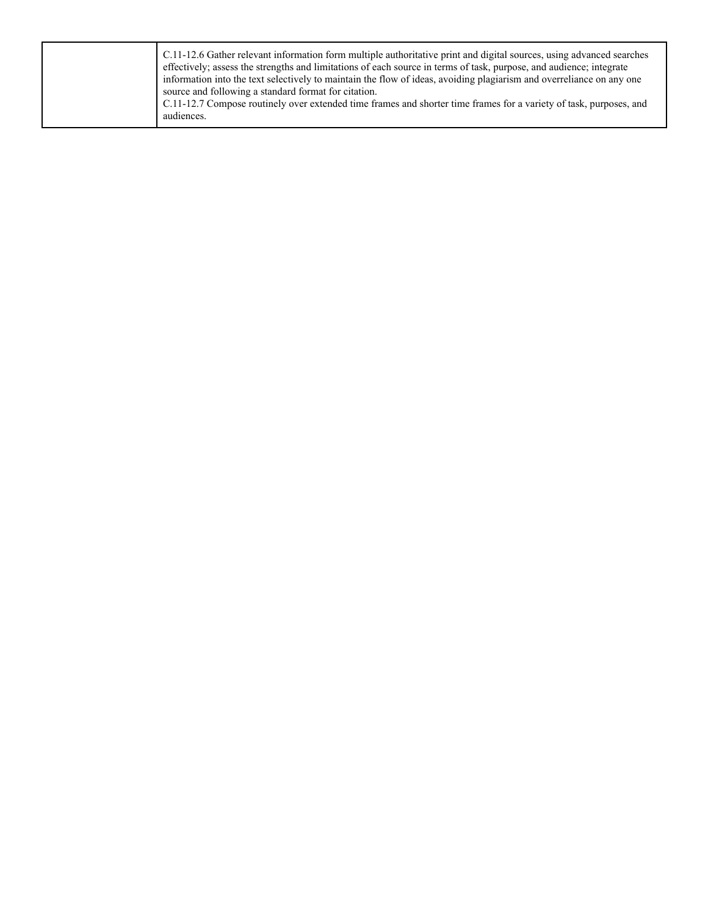| | |
|---|---|
| | C.11-12.6 Gather relevant information form multiple authoritative print and digital sources, using advanced searches effectively; assess the strengths and limitations of each source in terms of task, purpose, and audience; integrate information into the text selectively to maintain the flow of ideas, avoiding plagiarism and overreliance on any one source and following a standard format for citation.<br>C.11-12.7 Compose routinely over extended time frames and shorter time frames for a variety of task, purposes, and audiences. |